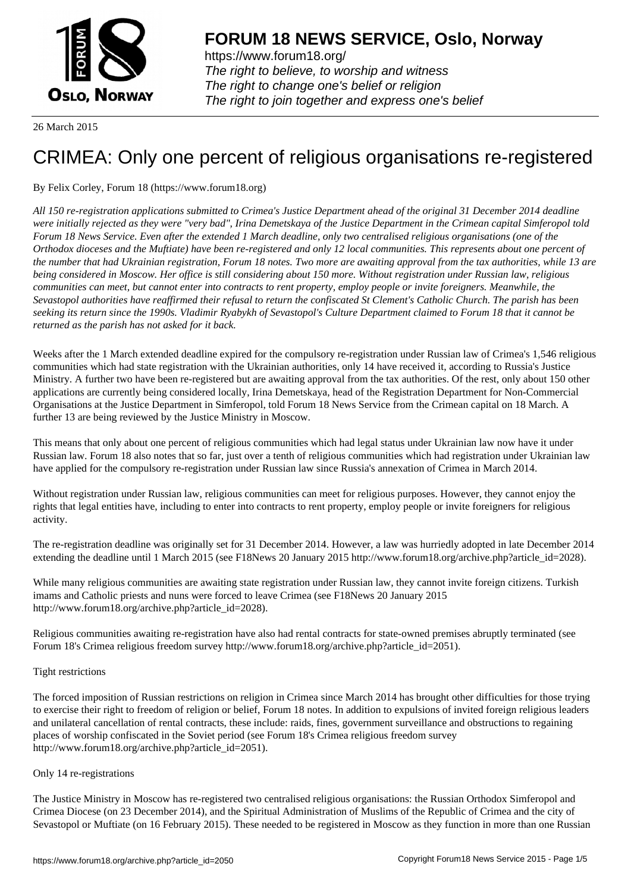# FORUM 18 NEWS SERVICE, Oslo, Norway

https://www.forum18.org/
*The right to believe, to worship and witness*
*The right to change one's belief or religion*
*The right to join together and express one's belief*

26 March 2015

# CRIMEA: Only one percent of religious organisations re-registered

By Felix Corley, Forum 18 (https://www.forum18.org)

*All 150 re-registration applications submitted to Crimea's Justice Department ahead of the original 31 December 2014 deadline were initially rejected as they were "very bad", Irina Demetskaya of the Justice Department in the Crimean capital Simferopol told Forum 18 News Service. Even after the extended 1 March deadline, only two centralised religious organisations (one of the Orthodox dioceses and the Muftiate) have been re-registered and only 12 local communities. This represents about one percent of the number that had Ukrainian registration, Forum 18 notes. Two more are awaiting approval from the tax authorities, while 13 are being considered in Moscow. Her office is still considering about 150 more. Without registration under Russian law, religious communities can meet, but cannot enter into contracts to rent property, employ people or invite foreigners. Meanwhile, the Sevastopol authorities have reaffirmed their refusal to return the confiscated St Clement's Catholic Church. The parish has been seeking its return since the 1990s. Vladimir Ryabykh of Sevastopol's Culture Department claimed to Forum 18 that it cannot be returned as the parish has not asked for it back.*

Weeks after the 1 March extended deadline expired for the compulsory re-registration under Russian law of Crimea's 1,546 religious communities which had state registration with the Ukrainian authorities, only 14 have received it, according to Russia's Justice Ministry. A further two have been re-registered but are awaiting approval from the tax authorities. Of the rest, only about 150 other applications are currently being considered locally, Irina Demetskaya, head of the Registration Department for Non-Commercial Organisations at the Justice Department in Simferopol, told Forum 18 News Service from the Crimean capital on 18 March. A further 13 are being reviewed by the Justice Ministry in Moscow.

This means that only about one percent of religious communities which had legal status under Ukrainian law now have it under Russian law. Forum 18 also notes that so far, just over a tenth of religious communities which had registration under Ukrainian law have applied for the compulsory re-registration under Russian law since Russia's annexation of Crimea in March 2014.

Without registration under Russian law, religious communities can meet for religious purposes. However, they cannot enjoy the rights that legal entities have, including to enter into contracts to rent property, employ people or invite foreigners for religious activity.

The re-registration deadline was originally set for 31 December 2014. However, a law was hurriedly adopted in late December 2014 extending the deadline until 1 March 2015 (see F18News 20 January 2015 http://www.forum18.org/archive.php?article_id=2028).

While many religious communities are awaiting state registration under Russian law, they cannot invite foreign citizens. Turkish imams and Catholic priests and nuns were forced to leave Crimea (see F18News 20 January 2015 http://www.forum18.org/archive.php?article_id=2028).

Religious communities awaiting re-registration have also had rental contracts for state-owned premises abruptly terminated (see Forum 18's Crimea religious freedom survey http://www.forum18.org/archive.php?article_id=2051).

Tight restrictions

The forced imposition of Russian restrictions on religion in Crimea since March 2014 has brought other difficulties for those trying to exercise their right to freedom of religion or belief, Forum 18 notes. In addition to expulsions of invited foreign religious leaders and unilateral cancellation of rental contracts, these include: raids, fines, government surveillance and obstructions to regaining places of worship confiscated in the Soviet period (see Forum 18's Crimea religious freedom survey http://www.forum18.org/archive.php?article_id=2051).

Only 14 re-registrations

The Justice Ministry in Moscow has re-registered two centralised religious organisations: the Russian Orthodox Simferopol and Crimea Diocese (on 23 December 2014), and the Spiritual Administration of Muslims of the Republic of Crimea and the city of Sevastopol or Muftiate (on 16 February 2015). These needed to be registered in Moscow as they function in more than one Russian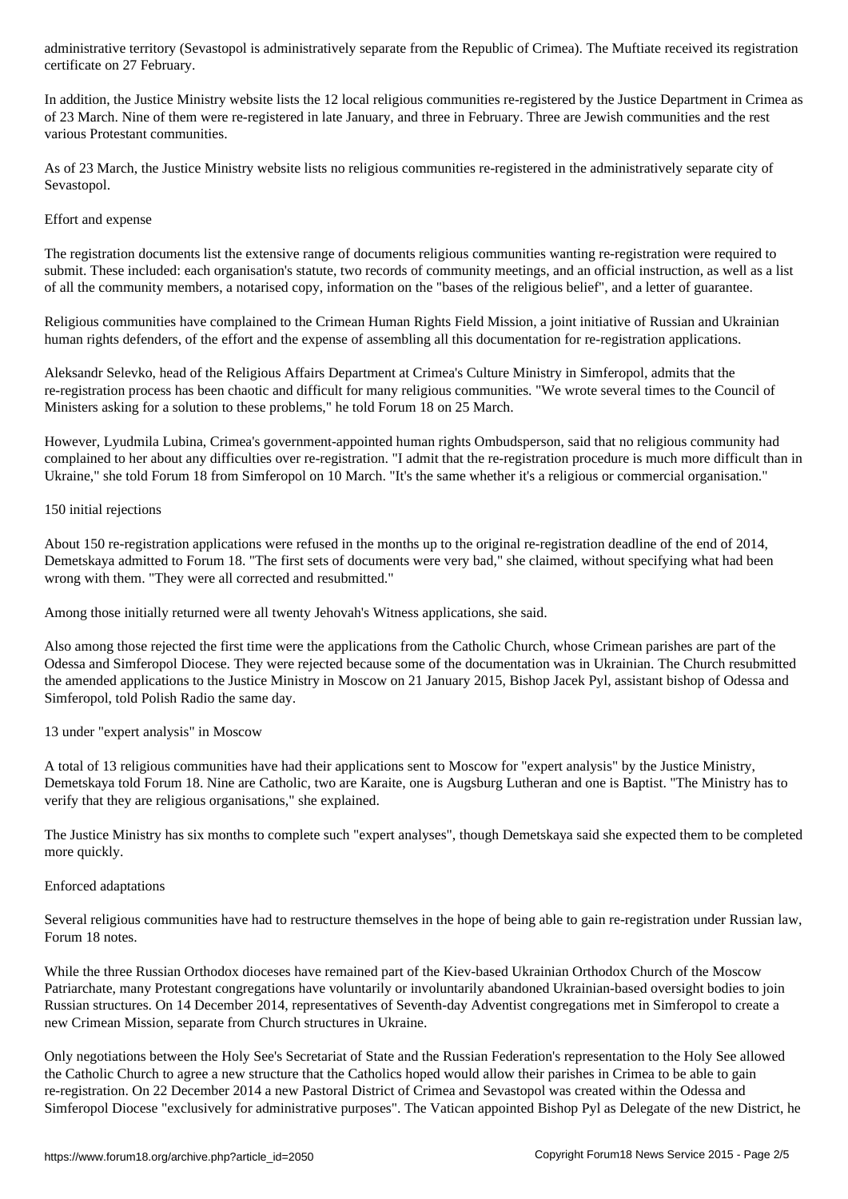administrative territory (Sevastopol is administratively separate from the Republic of Crimea). The Muftiate received its registration certificate on 27 February.

In addition, the Justice Ministry website lists the 12 local religious communities re-registered by the Justice Department in Crimea as of 23 March. Nine of them were re-registered in late January, and three in February. Three are Jewish communities and the rest various Protestant communities.

As of 23 March, the Justice Ministry website lists no religious communities re-registered in the administratively separate city of Sevastopol.

## Effort and expense

The registration documents list the extensive range of documents religious communities wanting re-registration were required to submit. These included: each organisation's statute, two records of community meetings, and an official instruction, as well as a list of all the community members, a notarised copy, information on the "bases of the religious belief", and a letter of guarantee.

Religious communities have complained to the Crimean Human Rights Field Mission, a joint initiative of Russian and Ukrainian human rights defenders, of the effort and the expense of assembling all this documentation for re-registration applications.

Aleksandr Selevko, head of the Religious Affairs Department at Crimea's Culture Ministry in Simferopol, admits that the re-registration process has been chaotic and difficult for many religious communities. "We wrote several times to the Council of Ministers asking for a solution to these problems," he told Forum 18 on 25 March.

However, Lyudmila Lubina, Crimea's government-appointed human rights Ombudsperson, said that no religious community had complained to her about any difficulties over re-registration. "I admit that the re-registration procedure is much more difficult than in Ukraine," she told Forum 18 from Simferopol on 10 March. "It's the same whether it's a religious or commercial organisation."

## 150 initial rejections

About 150 re-registration applications were refused in the months up to the original re-registration deadline of the end of 2014, Demetskaya admitted to Forum 18. "The first sets of documents were very bad," she claimed, without specifying what had been wrong with them. "They were all corrected and resubmitted."

Among those initially returned were all twenty Jehovah's Witness applications, she said.

Also among those rejected the first time were the applications from the Catholic Church, whose Crimean parishes are part of the Odessa and Simferopol Diocese. They were rejected because some of the documentation was in Ukrainian. The Church resubmitted the amended applications to the Justice Ministry in Moscow on 21 January 2015, Bishop Jacek Pyl, assistant bishop of Odessa and Simferopol, told Polish Radio the same day.

## 13 under "expert analysis" in Moscow

A total of 13 religious communities have had their applications sent to Moscow for "expert analysis" by the Justice Ministry, Demetskaya told Forum 18. Nine are Catholic, two are Karaite, one is Augsburg Lutheran and one is Baptist. "The Ministry has to verify that they are religious organisations," she explained.

The Justice Ministry has six months to complete such "expert analyses", though Demetskaya said she expected them to be completed more quickly.

## Enforced adaptations

Several religious communities have had to restructure themselves in the hope of being able to gain re-registration under Russian law, Forum 18 notes.

While the three Russian Orthodox dioceses have remained part of the Kiev-based Ukrainian Orthodox Church of the Moscow Patriarchate, many Protestant congregations have voluntarily or involuntarily abandoned Ukrainian-based oversight bodies to join Russian structures. On 14 December 2014, representatives of Seventh-day Adventist congregations met in Simferopol to create a new Crimean Mission, separate from Church structures in Ukraine.

Only negotiations between the Holy See's Secretariat of State and the Russian Federation's representation to the Holy See allowed the Catholic Church to agree a new structure that the Catholics hoped would allow their parishes in Crimea to be able to gain re-registration. On 22 December 2014 a new Pastoral District of Crimea and Sevastopol was created within the Odessa and Simferopol Diocese "exclusively for administrative purposes". The Vatican appointed Bishop Pyl as Delegate of the new District, he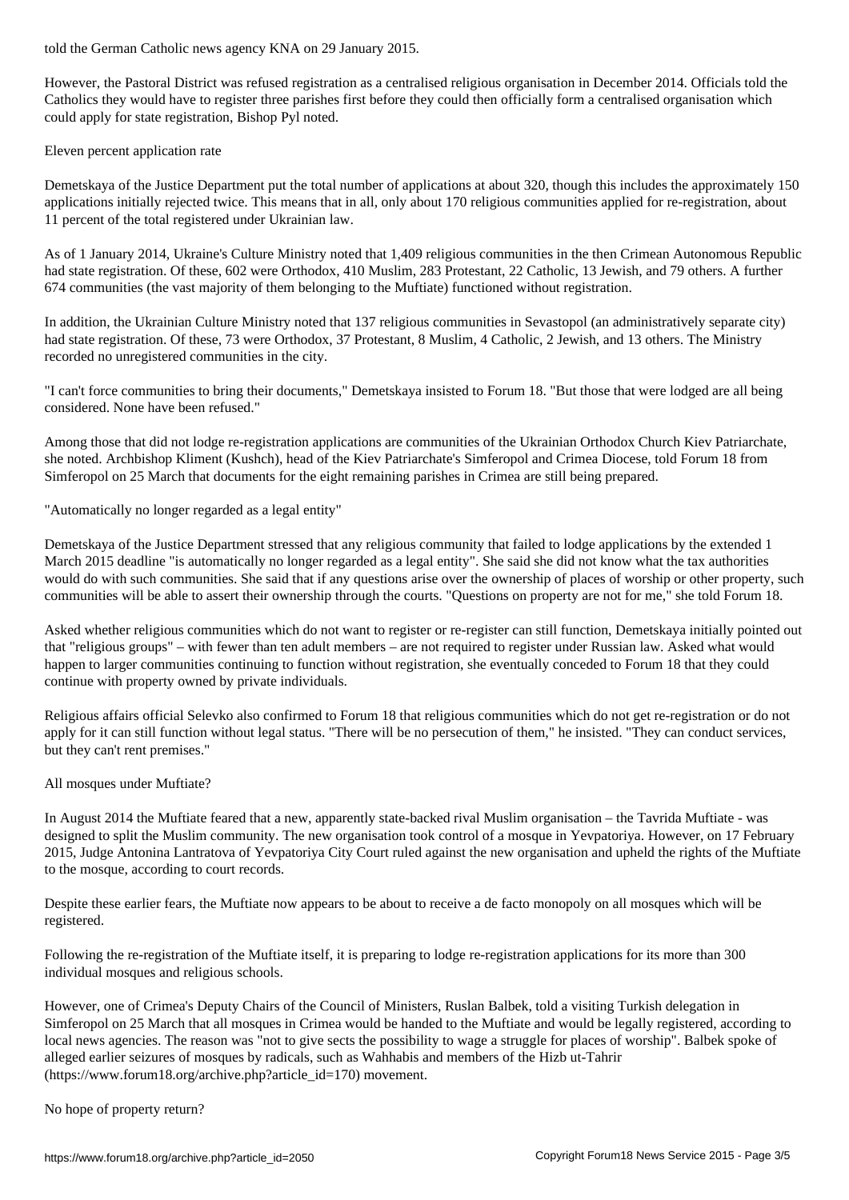told the German Catholic news agency KNA on 29 January 2015.

However, the Pastoral District was refused registration as a centralised religious organisation in December 2014. Officials told the Catholics they would have to register three parishes first before they could then officially form a centralised organisation which could apply for state registration, Bishop Pyl noted.

## Eleven percent application rate

Demetskaya of the Justice Department put the total number of applications at about 320, though this includes the approximately 150 applications initially rejected twice. This means that in all, only about 170 religious communities applied for re-registration, about 11 percent of the total registered under Ukrainian law.

As of 1 January 2014, Ukraine's Culture Ministry noted that 1,409 religious communities in the then Crimean Autonomous Republic had state registration. Of these, 602 were Orthodox, 410 Muslim, 283 Protestant, 22 Catholic, 13 Jewish, and 79 others. A further 674 communities (the vast majority of them belonging to the Muftiate) functioned without registration.

In addition, the Ukrainian Culture Ministry noted that 137 religious communities in Sevastopol (an administratively separate city) had state registration. Of these, 73 were Orthodox, 37 Protestant, 8 Muslim, 4 Catholic, 2 Jewish, and 13 others. The Ministry recorded no unregistered communities in the city.

"I can't force communities to bring their documents," Demetskaya insisted to Forum 18. "But those that were lodged are all being considered. None have been refused."

Among those that did not lodge re-registration applications are communities of the Ukrainian Orthodox Church Kiev Patriarchate, she noted. Archbishop Kliment (Kushch), head of the Kiev Patriarchate's Simferopol and Crimea Diocese, told Forum 18 from Simferopol on 25 March that documents for the eight remaining parishes in Crimea are still being prepared.

## "Automatically no longer regarded as a legal entity"

Demetskaya of the Justice Department stressed that any religious community that failed to lodge applications by the extended 1 March 2015 deadline "is automatically no longer regarded as a legal entity". She said she did not know what the tax authorities would do with such communities. She said that if any questions arise over the ownership of places of worship or other property, such communities will be able to assert their ownership through the courts. "Questions on property are not for me," she told Forum 18.

Asked whether religious communities which do not want to register or re-register can still function, Demetskaya initially pointed out that "religious groups" – with fewer than ten adult members – are not required to register under Russian law. Asked what would happen to larger communities continuing to function without registration, she eventually conceded to Forum 18 that they could continue with property owned by private individuals.

Religious affairs official Selevko also confirmed to Forum 18 that religious communities which do not get re-registration or do not apply for it can still function without legal status. "There will be no persecution of them," he insisted. "They can conduct services, but they can't rent premises."

## All mosques under Muftiate?

In August 2014 the Muftiate feared that a new, apparently state-backed rival Muslim organisation – the Tavrida Muftiate - was designed to split the Muslim community. The new organisation took control of a mosque in Yevpatoriya. However, on 17 February 2015, Judge Antonina Lantratova of Yevpatoriya City Court ruled against the new organisation and upheld the rights of the Muftiate to the mosque, according to court records.

Despite these earlier fears, the Muftiate now appears to be about to receive a de facto monopoly on all mosques which will be registered.

Following the re-registration of the Muftiate itself, it is preparing to lodge re-registration applications for its more than 300 individual mosques and religious schools.

However, one of Crimea's Deputy Chairs of the Council of Ministers, Ruslan Balbek, told a visiting Turkish delegation in Simferopol on 25 March that all mosques in Crimea would be handed to the Muftiate and would be legally registered, according to local news agencies. The reason was "not to give sects the possibility to wage a struggle for places of worship". Balbek spoke of alleged earlier seizures of mosques by radicals, such as Wahhabis and members of the Hizb ut-Tahrir (https://www.forum18.org/archive.php?article_id=170) movement.

## No hope of property return?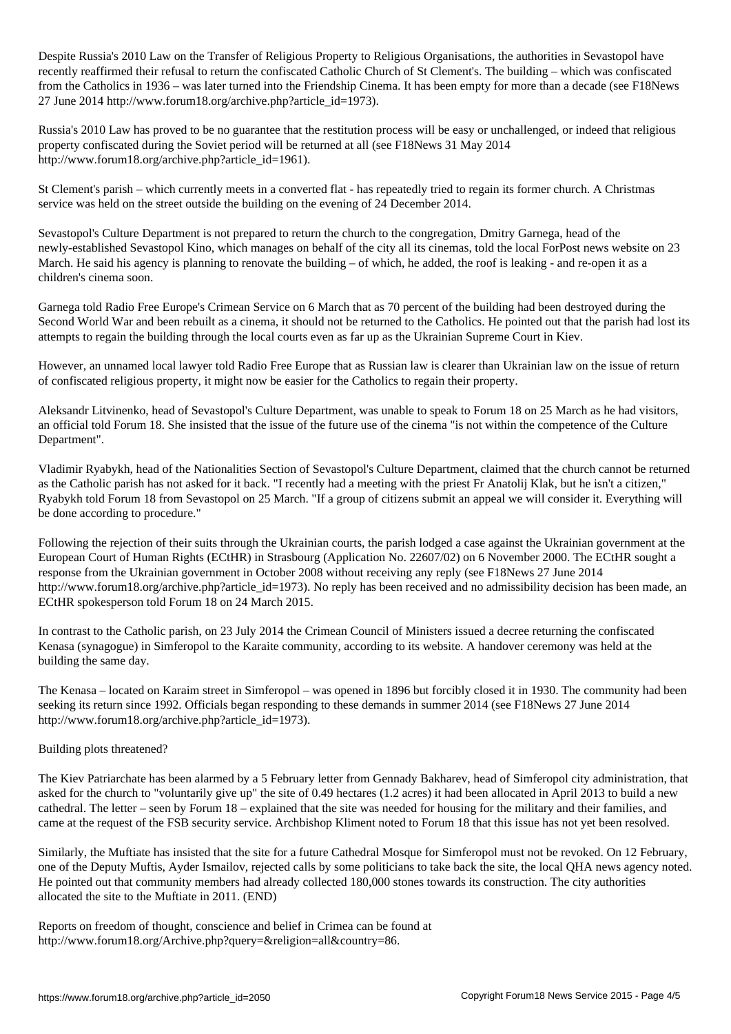Despite Russia's 2010 Law on the Transfer of Religious Property to Religious Organisations, the authorities in Sevastopol have recently reaffirmed their refusal to return the confiscated Catholic Church of St Clement's. The building – which was confiscated from the Catholics in 1936 – was later turned into the Friendship Cinema. It has been empty for more than a decade (see F18News 27 June 2014 http://www.forum18.org/archive.php?article_id=1973).

Russia's 2010 Law has proved to be no guarantee that the restitution process will be easy or unchallenged, or indeed that religious property confiscated during the Soviet period will be returned at all (see F18News 31 May 2014 http://www.forum18.org/archive.php?article_id=1961).

St Clement's parish – which currently meets in a converted flat - has repeatedly tried to regain its former church. A Christmas service was held on the street outside the building on the evening of 24 December 2014.

Sevastopol's Culture Department is not prepared to return the church to the congregation, Dmitry Garnega, head of the newly-established Sevastopol Kino, which manages on behalf of the city all its cinemas, told the local ForPost news website on 23 March. He said his agency is planning to renovate the building – of which, he added, the roof is leaking - and re-open it as a children's cinema soon.

Garnega told Radio Free Europe's Crimean Service on 6 March that as 70 percent of the building had been destroyed during the Second World War and been rebuilt as a cinema, it should not be returned to the Catholics. He pointed out that the parish had lost its attempts to regain the building through the local courts even as far up as the Ukrainian Supreme Court in Kiev.

However, an unnamed local lawyer told Radio Free Europe that as Russian law is clearer than Ukrainian law on the issue of return of confiscated religious property, it might now be easier for the Catholics to regain their property.

Aleksandr Litvinenko, head of Sevastopol's Culture Department, was unable to speak to Forum 18 on 25 March as he had visitors, an official told Forum 18. She insisted that the issue of the future use of the cinema "is not within the competence of the Culture Department".

Vladimir Ryabykh, head of the Nationalities Section of Sevastopol's Culture Department, claimed that the church cannot be returned as the Catholic parish has not asked for it back. "I recently had a meeting with the priest Fr Anatolij Klak, but he isn't a citizen," Ryabykh told Forum 18 from Sevastopol on 25 March. "If a group of citizens submit an appeal we will consider it. Everything will be done according to procedure."

Following the rejection of their suits through the Ukrainian courts, the parish lodged a case against the Ukrainian government at the European Court of Human Rights (ECtHR) in Strasbourg (Application No. 22607/02) on 6 November 2000. The ECtHR sought a response from the Ukrainian government in October 2008 without receiving any reply (see F18News 27 June 2014 http://www.forum18.org/archive.php?article_id=1973). No reply has been received and no admissibility decision has been made, an ECtHR spokesperson told Forum 18 on 24 March 2015.

In contrast to the Catholic parish, on 23 July 2014 the Crimean Council of Ministers issued a decree returning the confiscated Kenasa (synagogue) in Simferopol to the Karaite community, according to its website. A handover ceremony was held at the building the same day.

The Kenasa – located on Karaim street in Simferopol – was opened in 1896 but forcibly closed it in 1930. The community had been seeking its return since 1992. Officials began responding to these demands in summer 2014 (see F18News 27 June 2014 http://www.forum18.org/archive.php?article_id=1973).

Building plots threatened?

The Kiev Patriarchate has been alarmed by a 5 February letter from Gennady Bakharev, head of Simferopol city administration, that asked for the church to "voluntarily give up" the site of 0.49 hectares (1.2 acres) it had been allocated in April 2013 to build a new cathedral. The letter – seen by Forum 18 – explained that the site was needed for housing for the military and their families, and came at the request of the FSB security service. Archbishop Kliment noted to Forum 18 that this issue has not yet been resolved.

Similarly, the Muftiate has insisted that the site for a future Cathedral Mosque for Simferopol must not be revoked. On 12 February, one of the Deputy Muftis, Ayder Ismailov, rejected calls by some politicians to take back the site, the local QHA news agency noted. He pointed out that community members had already collected 180,000 stones towards its construction. The city authorities allocated the site to the Muftiate in 2011. (END)

Reports on freedom of thought, conscience and belief in Crimea can be found at http://www.forum18.org/Archive.php?query=&religion=all&country=86.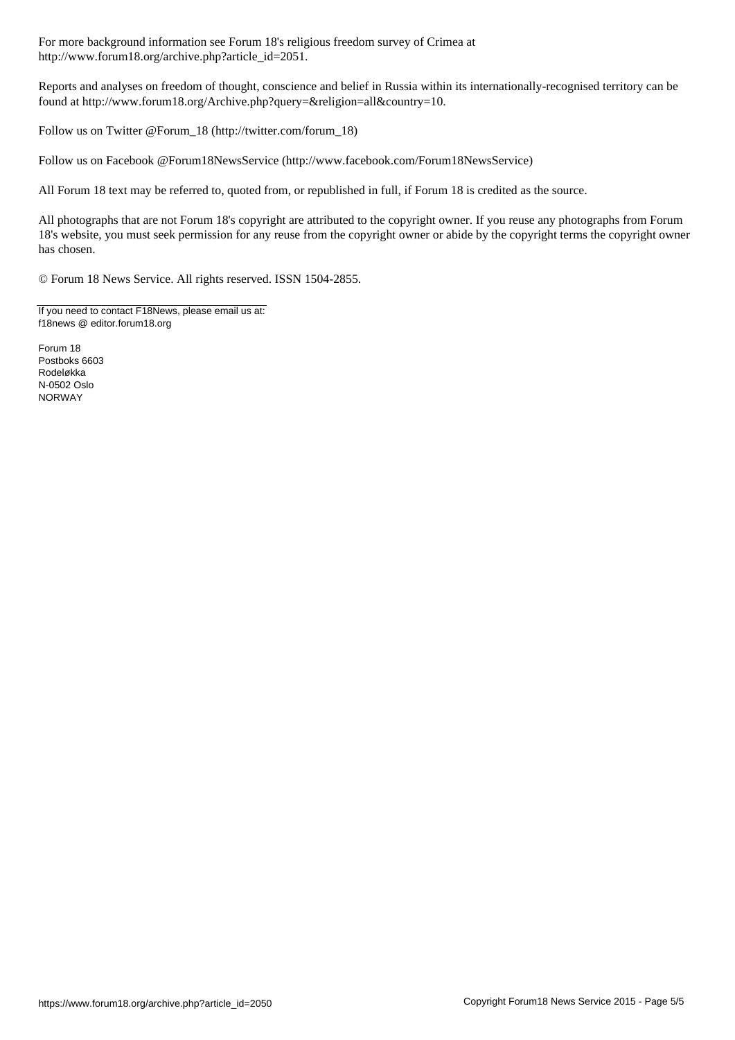For more background information see Forum 18's religious freedom survey of Crimea at http://www.forum18.org/archive.php?article_id=2051.

Reports and analyses on freedom of thought, conscience and belief in Russia within its internationally-recognised territory can be found at http://www.forum18.org/Archive.php?query=&religion=all&country=10.

Follow us on Twitter @Forum_18 (http://twitter.com/forum_18)

Follow us on Facebook @Forum18NewsService (http://www.facebook.com/Forum18NewsService)

All Forum 18 text may be referred to, quoted from, or republished in full, if Forum 18 is credited as the source.

All photographs that are not Forum 18's copyright are attributed to the copyright owner. If you reuse any photographs from Forum 18's website, you must seek permission for any reuse from the copyright owner or abide by the copyright terms the copyright owner has chosen.

© Forum 18 News Service. All rights reserved. ISSN 1504-2855.

If you need to contact F18News, please email us at:
f18news @ editor.forum18.org

Forum 18
Postboks 6603
Rodeløkka
N-0502 Oslo
NORWAY